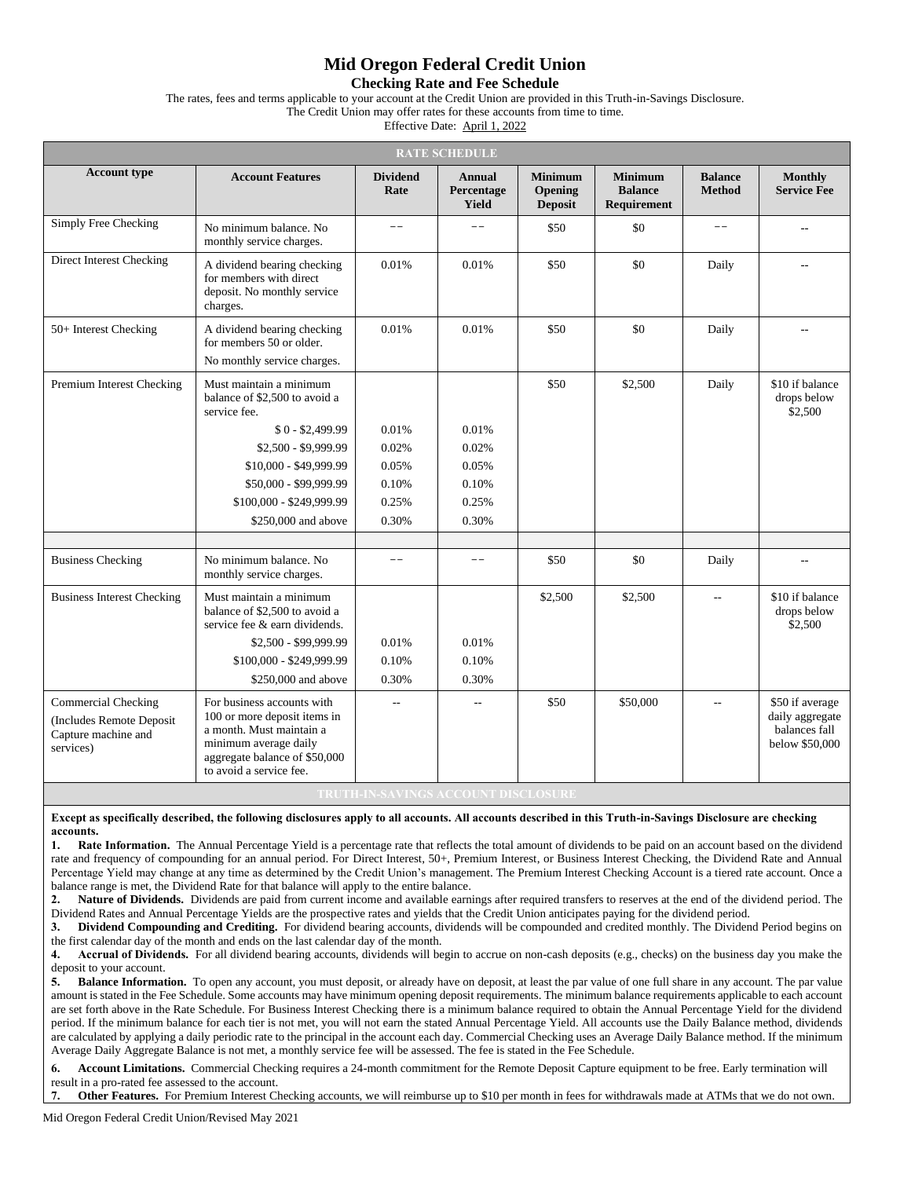# Mid Oregon Federal Credit Union

## Checking Rate and Fee Schedule

The rates, fees and terms applicable to your account at the Credit Union are provided in this Truth-in-Savings Disclosure.
The Credit Union may offer rates for these accounts from time to time.
Effective Date: April 1, 2022

| RATE SCHEDULE | | | | | | | |
|---|---|---|---|---|---|---|---|
| **Account type** | **Account Features** | **Dividend Rate** | **Annual Percentage Yield** | **Minimum Opening Deposit** | **Minimum Balance Requirement** | **Balance Method** | **Monthly Service Fee** |
| Simply Free Checking | No minimum balance. No monthly service charges. | -- | -- | $50 | $0 | -- | -- |
| Direct Interest Checking | A dividend bearing checking for members with direct deposit. No monthly service charges. | 0.01% | 0.01% | $50 | $0 | Daily | -- |
| 50+ Interest Checking | A dividend bearing checking for members 50 or older. No monthly service charges. | 0.01% | 0.01% | $50 | $0 | Daily | -- |
| Premium Interest Checking | Must maintain a minimum balance of $2,500 to avoid a service fee. | | | $50 | $2,500 | Daily | $10 if balance drops below $2,500 |
| | $ 0 - $2,499.99 | 0.01% | 0.01% | | | | |
| | $2,500 - $9,999.99 | 0.02% | 0.02% | | | | |
| | $10,000 - $49,999.99 | 0.05% | 0.05% | | | | |
| | $50,000 - $99,999.99 | 0.10% | 0.10% | | | | |
| | $100,000 - $249,999.99 | 0.25% | 0.25% | | | | |
| | $250,000 and above | 0.30% | 0.30% | | | | |
| | | | | | | | |
| Business Checking | No minimum balance. No monthly service charges. | -- | -- | $50 | $0 | Daily | -- |
| Business Interest Checking | Must maintain a minimum balance of $2,500 to avoid a service fee & earn dividends. | | | $2,500 | $2,500 | -- | $10 if balance drops below $2,500 |
| | $2,500 - $99,999.99 | 0.01% | 0.01% | | | | |
| | $100,000 - $249,999.99 | 0.10% | 0.10% | | | | |
| | $250,000 and above | 0.30% | 0.30% | | | | |
| Commercial Checking (Includes Remote Deposit Capture machine and services) | For business accounts with 100 or more deposit items in a month. Must maintain a minimum average daily aggregate balance of $50,000 to avoid a service fee. | -- | -- | $50 | $50,000 | -- | $50 if average daily aggregate balances fall below $50,000 |

## TRUTH-IN-SAVINGS ACCOUNT DISCLOSURE

**Except as specifically described, the following disclosures apply to all accounts. All accounts described in this Truth-in-Savings Disclosure are checking accounts.**

1. **Rate Information.** The Annual Percentage Yield is a percentage rate that reflects the total amount of dividends to be paid on an account based on the dividend rate and frequency of compounding for an annual period. For Direct Interest, 50+, Premium Interest, or Business Interest Checking, the Dividend Rate and Annual Percentage Yield may change at any time as determined by the Credit Union's management. The Premium Interest Checking Account is a tiered rate account. Once a balance range is met, the Dividend Rate for that balance will apply to the entire balance.
2. **Nature of Dividends.** Dividends are paid from current income and available earnings after required transfers to reserves at the end of the dividend period. The Dividend Rates and Annual Percentage Yields are the prospective rates and yields that the Credit Union anticipates paying for the dividend period.
3. **Dividend Compounding and Crediting.** For dividend bearing accounts, dividends will be compounded and credited monthly. The Dividend Period begins on the first calendar day of the month and ends on the last calendar day of the month.
4. **Accrual of Dividends.** For all dividend bearing accounts, dividends will begin to accrue on non-cash deposits (e.g., checks) on the business day you make the deposit to your account.
5. **Balance Information.** To open any account, you must deposit, or already have on deposit, at least the par value of one full share in any account. The par value amount is stated in the Fee Schedule. Some accounts may have minimum opening deposit requirements. The minimum balance requirements applicable to each account are set forth above in the Rate Schedule. For Business Interest Checking there is a minimum balance required to obtain the Annual Percentage Yield for the dividend period. If the minimum balance for each tier is not met, you will not earn the stated Annual Percentage Yield. All accounts use the Daily Balance method, dividends are calculated by applying a daily periodic rate to the principal in the account each day. Commercial Checking uses an Average Daily Balance method. If the minimum Average Daily Aggregate Balance is not met, a monthly service fee will be assessed. The fee is stated in the Fee Schedule.
6. **Account Limitations.** Commercial Checking requires a 24-month commitment for the Remote Deposit Capture equipment to be free. Early termination will result in a pro-rated fee assessed to the account.
7. **Other Features.** For Premium Interest Checking accounts, we will reimburse up to $10 per month in fees for withdrawals made at ATMs that we do not own.

Mid Oregon Federal Credit Union/Revised May 2021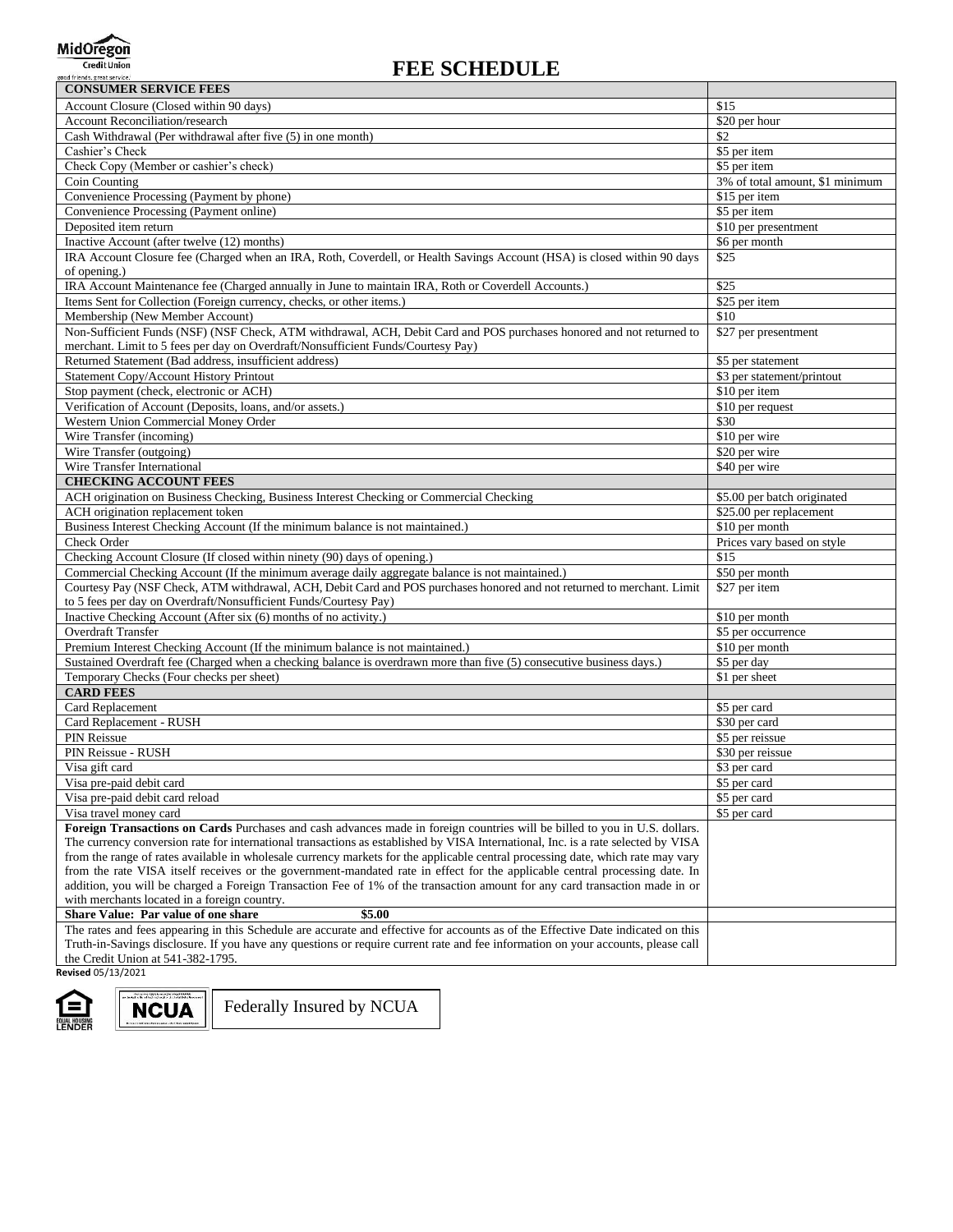MidOregon Credit Union
good friends, great service.

# FEE SCHEDULE

| | |
|---|---|
| **CONSUMER SERVICE FEES** | |
| Account Closure (Closed within 90 days) | $15 |
| Account Reconciliation/research | $20 per hour |
| Cash Withdrawal (Per withdrawal after five (5) in one month) | $2 |
| Cashier's Check | $5 per item |
| Check Copy (Member or cashier's check) | $5 per item |
| Coin Counting | 3% of total amount, $1 minimum |
| Convenience Processing (Payment by phone) | $15 per item |
| Convenience Processing (Payment online) | $5 per item |
| Deposited item return | $10 per presentment |
| Inactive Account (after twelve (12) months) | $6 per month |
| IRA Account Closure fee (Charged when an IRA, Roth, Coverdell, or Health Savings Account (HSA) is closed within 90 days of opening.) | $25 |
| IRA Account Maintenance fee (Charged annually in June to maintain IRA, Roth or Coverdell Accounts.) | $25 |
| Items Sent for Collection (Foreign currency, checks, or other items.) | $25 per item |
| Membership (New Member Account) | $10 |
| Non-Sufficient Funds (NSF) (NSF Check, ATM withdrawal, ACH, Debit Card and POS purchases honored and not returned to merchant. Limit to 5 fees per day on Overdraft/Nonsufficient Funds/Courtesy Pay) | $27 per presentment |
| Returned Statement (Bad address, insufficient address) | $5 per statement |
| Statement Copy/Account History Printout | $3 per statement/printout |
| Stop payment (check, electronic or ACH) | $10 per item |
| Verification of Account (Deposits, loans, and/or assets.) | $10 per request |
| Western Union Commercial Money Order | $30 |
| Wire Transfer (incoming) | $10 per wire |
| Wire Transfer (outgoing) | $20 per wire |
| Wire Transfer International | $40 per wire |
| **CHECKING ACCOUNT FEES** | |
| ACH origination on Business Checking, Business Interest Checking or Commercial Checking | $5.00 per batch originated |
| ACH origination replacement token | $25.00 per replacement |
| Business Interest Checking Account (If the minimum balance is not maintained.) | $10 per month |
| Check Order | Prices vary based on style |
| Checking Account Closure (If closed within ninety (90) days of opening.) | $15 |
| Commercial Checking Account (If the minimum average daily aggregate balance is not maintained.) | $50 per month |
| Courtesy Pay (NSF Check, ATM withdrawal, ACH, Debit Card and POS purchases honored and not returned to merchant. Limit to 5 fees per day on Overdraft/Nonsufficient Funds/Courtesy Pay) | $27 per item |
| Inactive Checking Account (After six (6) months of no activity.) | $10 per month |
| Overdraft Transfer | $5 per occurrence |
| Premium Interest Checking Account (If the minimum balance is not maintained.) | $10 per month |
| Sustained Overdraft fee (Charged when a checking balance is overdrawn more than five (5) consecutive business days.) | $5 per day |
| Temporary Checks (Four checks per sheet) | $1 per sheet |
| **CARD FEES** | |
| Card Replacement | $5 per card |
| Card Replacement - RUSH | $30 per card |
| PIN Reissue | $5 per reissue |
| PIN Reissue - RUSH | $30 per reissue |
| Visa gift card | $3 per card |
| Visa pre-paid debit card | $5 per card |
| Visa pre-paid debit card reload | $5 per card |
| Visa travel money card | $5 per card |
| **Foreign Transactions on Cards** Purchases and cash advances made in foreign countries will be billed to you in U.S. dollars. The currency conversion rate for international transactions as established by VISA International, Inc. is a rate selected by VISA from the range of rates available in wholesale currency markets for the applicable central processing date, which rate may vary from the rate VISA itself receives or the government-mandated rate in effect for the applicable central processing date. In addition, you will be charged a Foreign Transaction Fee of 1% of the transaction amount for any card transaction made in or with merchants located in a foreign country. | |
| **Share Value: Par value of one share $5.00** | |
| The rates and fees appearing in this Schedule are accurate and effective for accounts as of the Effective Date indicated on this Truth-in-Savings disclosure. If you have any questions or require current rate and fee information on your accounts, please call the Credit Union at 541-382-1795. | |

**Revised** 05/13/2021

EQUAL HOUSING LENDER

NCUA

Federally Insured by NCUA